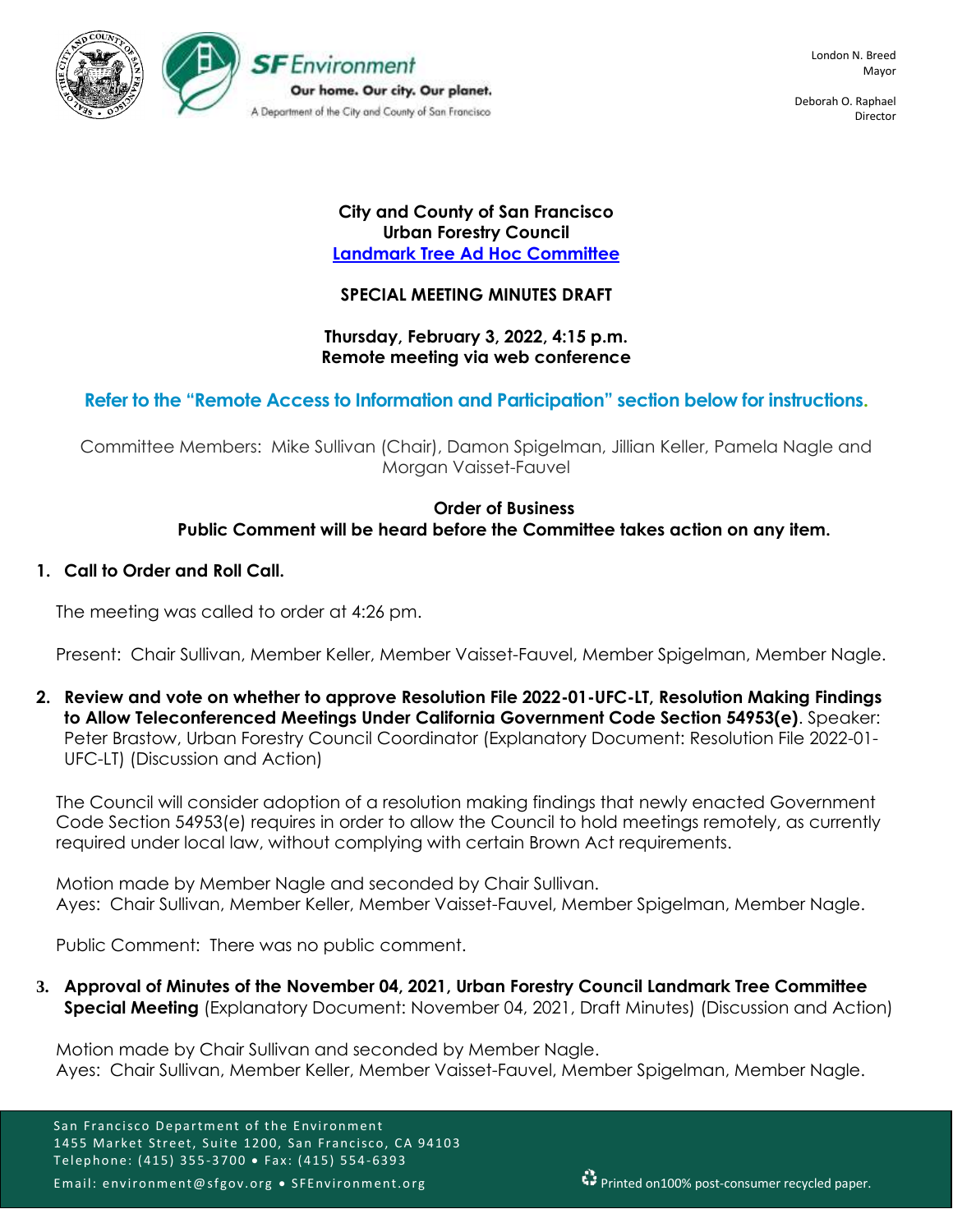London N. Breed
Mayor

Deborah O. Raphael
Director

**City and County of San Francisco**
**Urban Forestry Council**
**Landmark Tree Ad Hoc Committee**

**SPECIAL MEETING MINUTES DRAFT**

**Thursday, February 3, 2022, 4:15 p.m.**
**Remote meeting via web conference**

**Refer to the "Remote Access to Information and Participation" section below for instructions.**

Committee Members: Mike Sullivan (Chair), Damon Spigelman, Jillian Keller, Pamela Nagle and Morgan Vaisset-Fauvel

**Order of Business**
**Public Comment will be heard before the Committee takes action on any item.**

1. **Call to Order and Roll Call.**

   The meeting was called to order at 4:26 pm.

   Present: Chair Sullivan, Member Keller, Member Vaisset-Fauvel, Member Spigelman, Member Nagle.

2. **Review and vote on whether to approve Resolution File 2022-01-UFC-LT, Resolution Making Findings to Allow Teleconferenced Meetings Under California Government Code Section 54953(e)**. Speaker: Peter Brastow, Urban Forestry Council Coordinator (Explanatory Document: Resolution File 2022-01-UFC-LT) (Discussion and Action)

   The Council will consider adoption of a resolution making findings that newly enacted Government Code Section 54953(e) requires in order to allow the Council to hold meetings remotely, as currently required under local law, without complying with certain Brown Act requirements.

   Motion made by Member Nagle and seconded by Chair Sullivan.
   Ayes: Chair Sullivan, Member Keller, Member Vaisset-Fauvel, Member Spigelman, Member Nagle.

   Public Comment: There was no public comment.

3. **Approval of Minutes of the November 04, 2021, Urban Forestry Council Landmark Tree Committee Special Meeting** (Explanatory Document: November 04, 2021, Draft Minutes) (Discussion and Action)

   Motion made by Chair Sullivan and seconded by Member Nagle.
   Ayes: Chair Sullivan, Member Keller, Member Vaisset-Fauvel, Member Spigelman, Member Nagle.

San Francisco Department of the Environment
1455 Market Street, Suite 1200, San Francisco, CA 94103
Telephone: (415) 355-3700 • Fax: (415) 554-6393
Email: environment@sfgov.org • SFEnvironment.org

Printed on100% post-consumer recycled paper.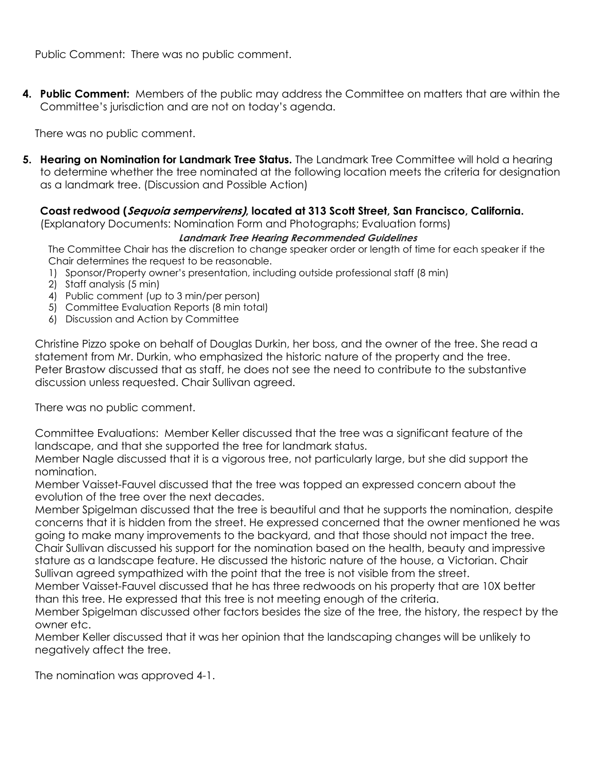Public Comment: There was no public comment.

4. **Public Comment:** Members of the public may address the Committee on matters that are within the Committee's jurisdiction and are not on today's agenda.

There was no public comment.

5. **Hearing on Nomination for Landmark Tree Status.** The Landmark Tree Committee will hold a hearing to determine whether the tree nominated at the following location meets the criteria for designation as a landmark tree. (Discussion and Possible Action)

**Coast redwood (*Sequoia sempervirens*), located at 313 Scott Street, San Francisco, California.**
(Explanatory Documents: Nomination Form and Photographs; Evaluation forms)

***Landmark Tree Hearing Recommended Guidelines***

The Committee Chair has the discretion to change speaker order or length of time for each speaker if the Chair determines the request to be reasonable.

1) Sponsor/Property owner's presentation, including outside professional staff (8 min)
2) Staff analysis (5 min)
4) Public comment (up to 3 min/per person)
5) Committee Evaluation Reports (8 min total)
6) Discussion and Action by Committee

Christine Pizzo spoke on behalf of Douglas Durkin, her boss, and the owner of the tree. She read a statement from Mr. Durkin, who emphasized the historic nature of the property and the tree.
Peter Brastow discussed that as staff, he does not see the need to contribute to the substantive discussion unless requested. Chair Sullivan agreed.

There was no public comment.

Committee Evaluations: Member Keller discussed that the tree was a significant feature of the landscape, and that she supported the tree for landmark status.
Member Nagle discussed that it is a vigorous tree, not particularly large, but she did support the nomination.
Member Vaisset-Fauvel discussed that the tree was topped an expressed concern about the evolution of the tree over the next decades.
Member Spigelman discussed that the tree is beautiful and that he supports the nomination, despite concerns that it is hidden from the street. He expressed concerned that the owner mentioned he was going to make many improvements to the backyard, and that those should not impact the tree.
Chair Sullivan discussed his support for the nomination based on the health, beauty and impressive stature as a landscape feature. He discussed the historic nature of the house, a Victorian. Chair Sullivan agreed sympathized with the point that the tree is not visible from the street.
Member Vaisset-Fauvel discussed that he has three redwoods on his property that are 10X better than this tree. He expressed that this tree is not meeting enough of the criteria.
Member Spigelman discussed other factors besides the size of the tree, the history, the respect by the owner etc.
Member Keller discussed that it was her opinion that the landscaping changes will be unlikely to negatively affect the tree.

The nomination was approved 4-1.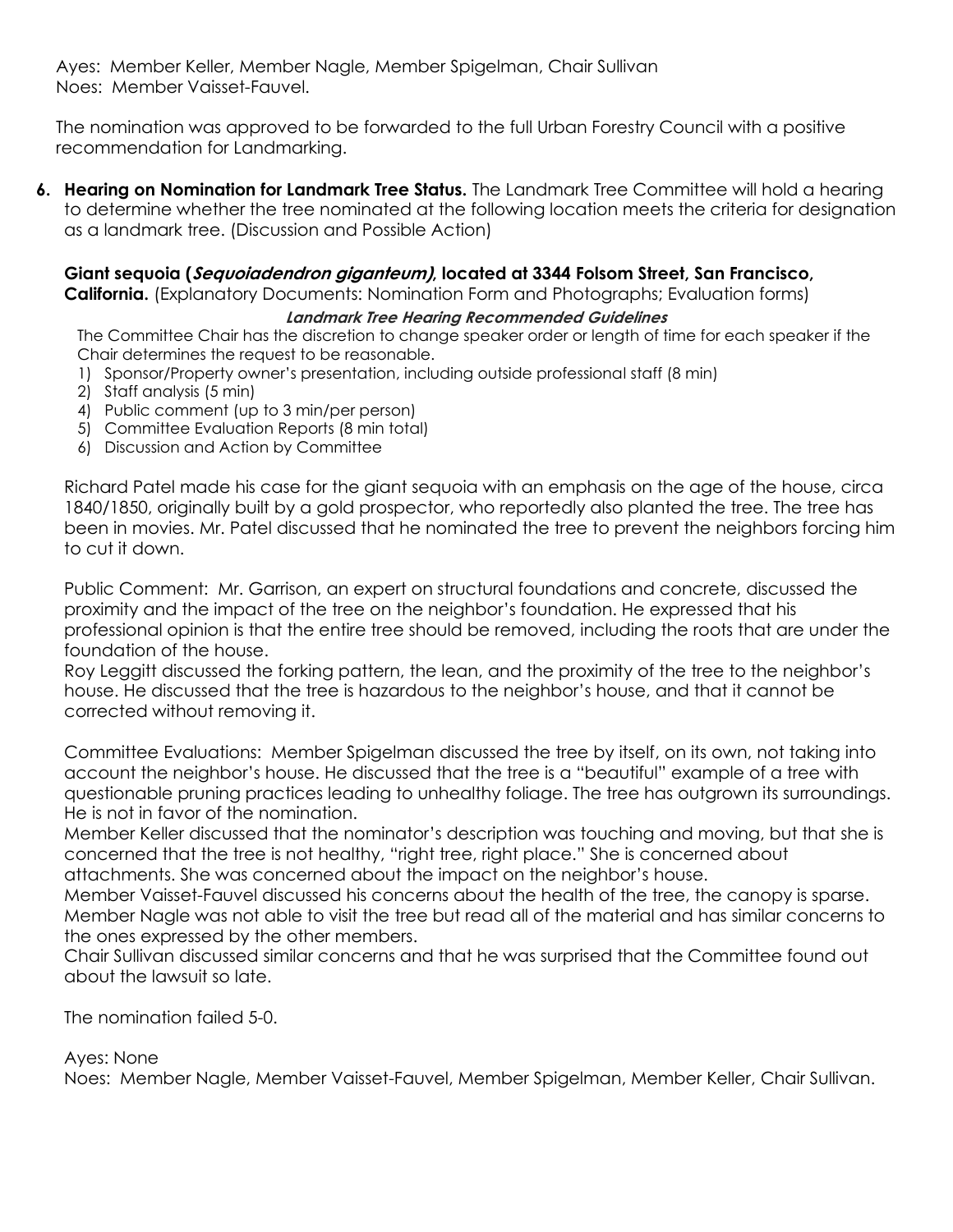Ayes: Member Keller, Member Nagle, Member Spigelman, Chair Sullivan
Noes: Member Vaisset-Fauvel.

The nomination was approved to be forwarded to the full Urban Forestry Council with a positive recommendation for Landmarking.

6. **Hearing on Nomination for Landmark Tree Status.** The Landmark Tree Committee will hold a hearing to determine whether the tree nominated at the following location meets the criteria for designation as a landmark tree. (Discussion and Possible Action)

**Giant sequoia (*Sequoiadendron giganteum*), located at 3344 Folsom Street, San Francisco, California.** (Explanatory Documents: Nomination Form and Photographs; Evaluation forms)

***Landmark Tree Hearing Recommended Guidelines***

The Committee Chair has the discretion to change speaker order or length of time for each speaker if the Chair determines the request to be reasonable.

1) Sponsor/Property owner's presentation, including outside professional staff (8 min)
2) Staff analysis (5 min)
4) Public comment (up to 3 min/per person)
5) Committee Evaluation Reports (8 min total)
6) Discussion and Action by Committee

Richard Patel made his case for the giant sequoia with an emphasis on the age of the house, circa 1840/1850, originally built by a gold prospector, who reportedly also planted the tree. The tree has been in movies. Mr. Patel discussed that he nominated the tree to prevent the neighbors forcing him to cut it down.

Public Comment: Mr. Garrison, an expert on structural foundations and concrete, discussed the proximity and the impact of the tree on the neighbor's foundation. He expressed that his professional opinion is that the entire tree should be removed, including the roots that are under the foundation of the house.
Roy Leggitt discussed the forking pattern, the lean, and the proximity of the tree to the neighbor's house. He discussed that the tree is hazardous to the neighbor's house, and that it cannot be corrected without removing it.

Committee Evaluations: Member Spigelman discussed the tree by itself, on its own, not taking into account the neighbor's house. He discussed that the tree is a "beautiful" example of a tree with questionable pruning practices leading to unhealthy foliage. The tree has outgrown its surroundings. He is not in favor of the nomination.
Member Keller discussed that the nominator's description was touching and moving, but that she is concerned that the tree is not healthy, "right tree, right place." She is concerned about attachments. She was concerned about the impact on the neighbor's house.
Member Vaisset-Fauvel discussed his concerns about the health of the tree, the canopy is sparse.
Member Nagle was not able to visit the tree but read all of the material and has similar concerns to the ones expressed by the other members.
Chair Sullivan discussed similar concerns and that he was surprised that the Committee found out about the lawsuit so late.

The nomination failed 5-0.

Ayes: None
Noes: Member Nagle, Member Vaisset-Fauvel, Member Spigelman, Member Keller, Chair Sullivan.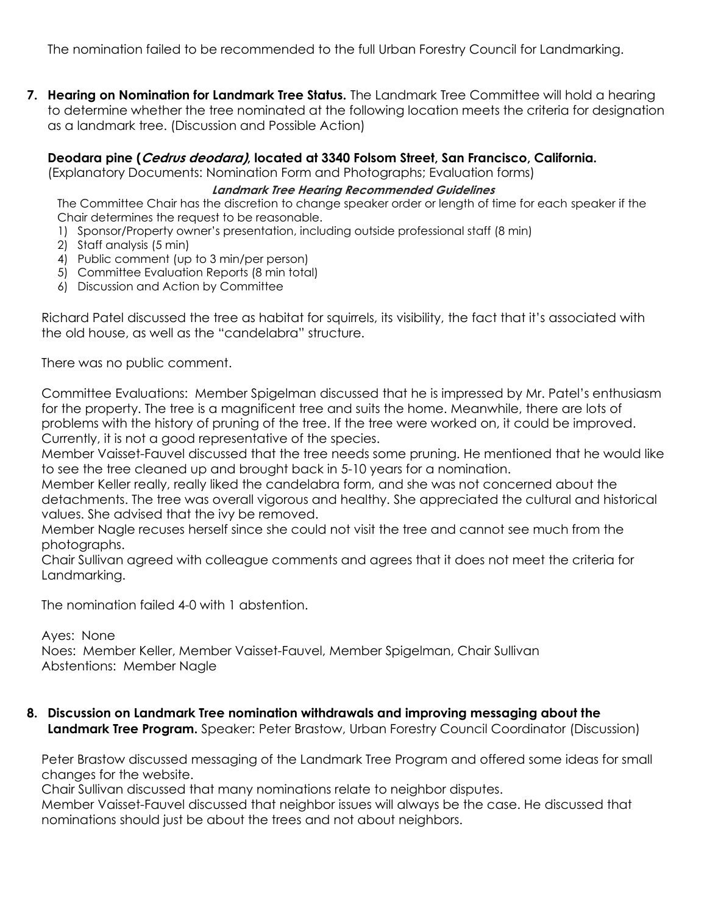The nomination failed to be recommended to the full Urban Forestry Council for Landmarking.

7. **Hearing on Nomination for Landmark Tree Status.** The Landmark Tree Committee will hold a hearing to determine whether the tree nominated at the following location meets the criteria for designation as a landmark tree. (Discussion and Possible Action)

   **Deodara pine (*Cedrus deodara*), located at 3340 Folsom Street, San Francisco, California.**
   (Explanatory Documents: Nomination Form and Photographs; Evaluation forms)

   ***Landmark Tree Hearing Recommended Guidelines***
   The Committee Chair has the discretion to change speaker order or length of time for each speaker if the Chair determines the request to be reasonable.
   1) Sponsor/Property owner's presentation, including outside professional staff (8 min)
   2) Staff analysis (5 min)
   4) Public comment (up to 3 min/per person)
   5) Committee Evaluation Reports (8 min total)
   6) Discussion and Action by Committee

   Richard Patel discussed the tree as habitat for squirrels, its visibility, the fact that it's associated with the old house, as well as the "candelabra" structure.

   There was no public comment.

   Committee Evaluations: Member Spigelman discussed that he is impressed by Mr. Patel's enthusiasm for the property. The tree is a magnificent tree and suits the home. Meanwhile, there are lots of problems with the history of pruning of the tree. If the tree were worked on, it could be improved. Currently, it is not a good representative of the species.
   Member Vaisset-Fauvel discussed that the tree needs some pruning. He mentioned that he would like to see the tree cleaned up and brought back in 5-10 years for a nomination.
   Member Keller really, really liked the candelabra form, and she was not concerned about the detachments. The tree was overall vigorous and healthy. She appreciated the cultural and historical values. She advised that the ivy be removed.
   Member Nagle recuses herself since she could not visit the tree and cannot see much from the photographs.
   Chair Sullivan agreed with colleague comments and agrees that it does not meet the criteria for Landmarking.

   The nomination failed 4-0 with 1 abstention.

   Ayes: None
   Noes: Member Keller, Member Vaisset-Fauvel, Member Spigelman, Chair Sullivan
   Abstentions: Member Nagle

8. **Discussion on Landmark Tree nomination withdrawals and improving messaging about the Landmark Tree Program.** Speaker: Peter Brastow, Urban Forestry Council Coordinator (Discussion)

   Peter Brastow discussed messaging of the Landmark Tree Program and offered some ideas for small changes for the website.
   Chair Sullivan discussed that many nominations relate to neighbor disputes.
   Member Vaisset-Fauvel discussed that neighbor issues will always be the case. He discussed that nominations should just be about the trees and not about neighbors.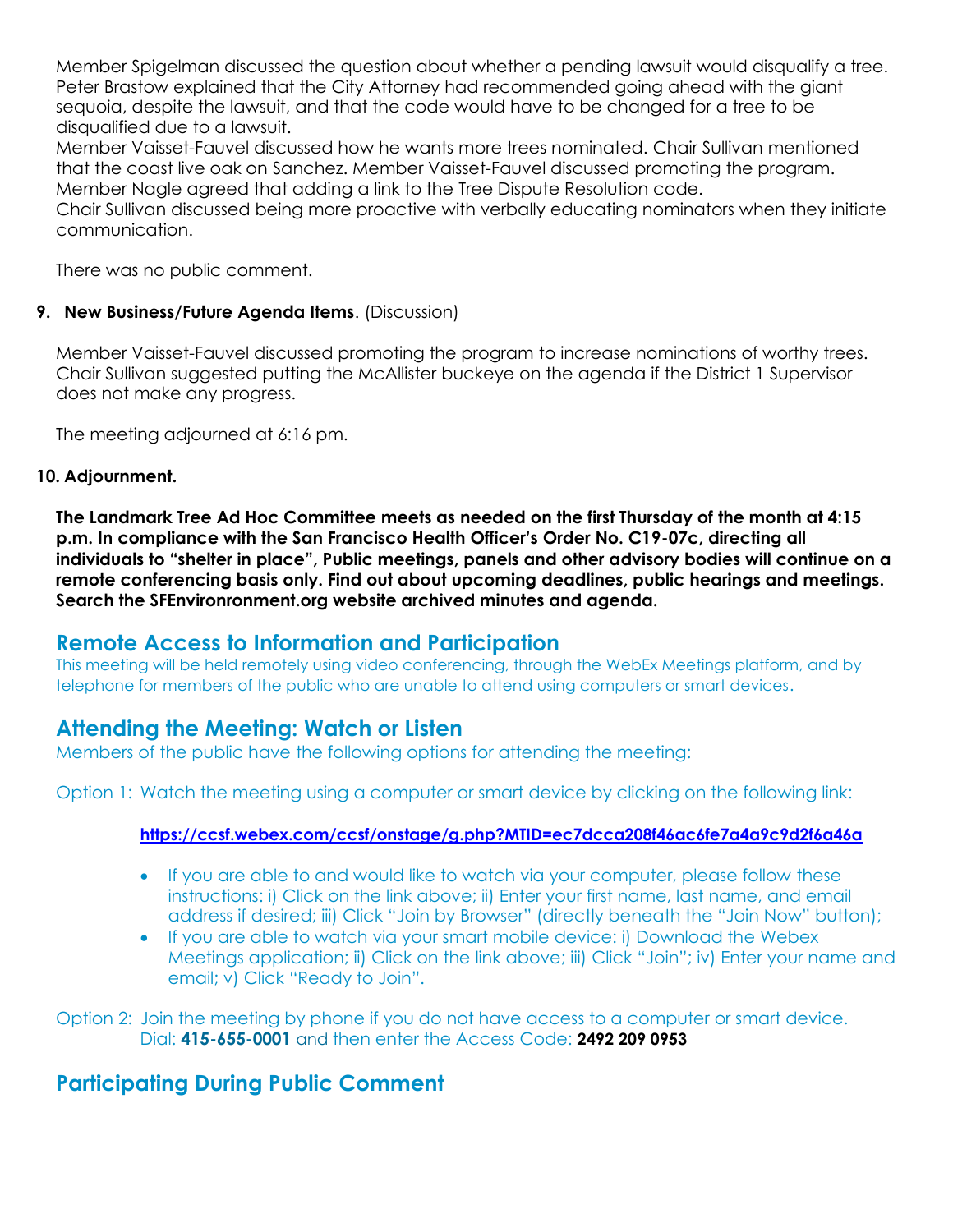Member Spigelman discussed the question about whether a pending lawsuit would disqualify a tree. Peter Brastow explained that the City Attorney had recommended going ahead with the giant sequoia, despite the lawsuit, and that the code would have to be changed for a tree to be disqualified due to a lawsuit.
Member Vaisset-Fauvel discussed how he wants more trees nominated. Chair Sullivan mentioned that the coast live oak on Sanchez. Member Vaisset-Fauvel discussed promoting the program. Member Nagle agreed that adding a link to the Tree Dispute Resolution code.
Chair Sullivan discussed being more proactive with verbally educating nominators when they initiate communication.

There was no public comment.

**9. New Business/Future Agenda Items**. (Discussion)

Member Vaisset-Fauvel discussed promoting the program to increase nominations of worthy trees. Chair Sullivan suggested putting the McAllister buckeye on the agenda if the District 1 Supervisor does not make any progress.

The meeting adjourned at 6:16 pm.

**10. Adjournment.**

**The Landmark Tree Ad Hoc Committee meets as needed on the first Thursday of the month at 4:15 p.m. In compliance with the San Francisco Health Officer's Order No. C19-07c, directing all individuals to "shelter in place", Public meetings, panels and other advisory bodies will continue on a remote conferencing basis only. Find out about upcoming deadlines, public hearings and meetings. Search the SFEnvironronment.org website archived minutes and agenda.**

## Remote Access to Information and Participation

This meeting will be held remotely using video conferencing, through the WebEx Meetings platform, and by telephone for members of the public who are unable to attend using computers or smart devices.

## Attending the Meeting: Watch or Listen

Members of the public have the following options for attending the meeting:

Option 1: Watch the meeting using a computer or smart device by clicking on the following link:

**https://ccsf.webex.com/ccsf/onstage/g.php?MTID=ec7dcca208f46ac6fe7a4a9c9d2f6a46a**

- If you are able to and would like to watch via your computer, please follow these instructions: i) Click on the link above; ii) Enter your first name, last name, and email address if desired; iii) Click "Join by Browser" (directly beneath the "Join Now" button);
- If you are able to watch via your smart mobile device: i) Download the Webex Meetings application; ii) Click on the link above; iii) Click "Join"; iv) Enter your name and email; v) Click "Ready to Join".

Option 2: Join the meeting by phone if you do not have access to a computer or smart device. Dial: **415-655-0001** and then enter the Access Code: **2492 209 0953**

## Participating During Public Comment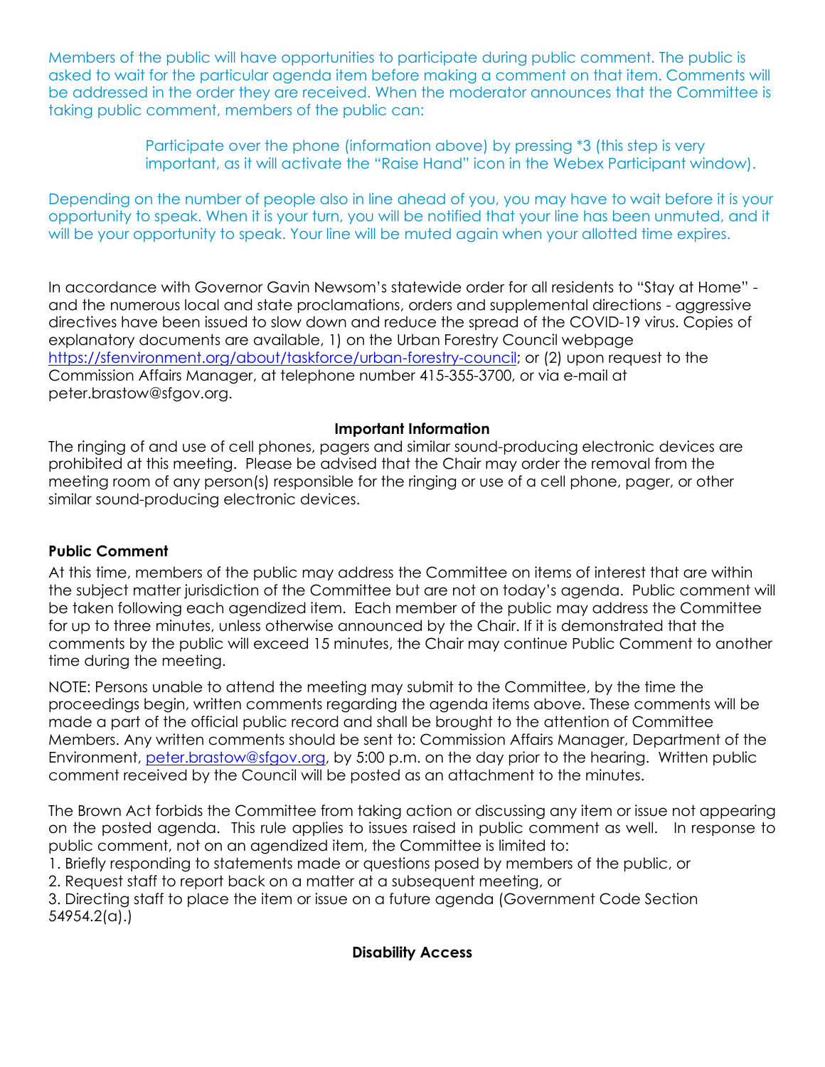Members of the public will have opportunities to participate during public comment. The public is asked to wait for the particular agenda item before making a comment on that item. Comments will be addressed in the order they are received. When the moderator announces that the Committee is taking public comment, members of the public can:

> Participate over the phone (information above) by pressing *3 (this step is very important, as it will activate the "Raise Hand" icon in the Webex Participant window).

Depending on the number of people also in line ahead of you, you may have to wait before it is your opportunity to speak. When it is your turn, you will be notified that your line has been unmuted, and it will be your opportunity to speak. Your line will be muted again when your allotted time expires.

In accordance with Governor Gavin Newsom's statewide order for all residents to "Stay at Home" - and the numerous local and state proclamations, orders and supplemental directions - aggressive directives have been issued to slow down and reduce the spread of the COVID-19 virus. Copies of explanatory documents are available, 1) on the Urban Forestry Council webpage https://sfenvironment.org/about/taskforce/urban-forestry-council; or (2) upon request to the Commission Affairs Manager, at telephone number 415-355-3700, or via e-mail at peter.brastow@sfgov.org.

**Important Information**

The ringing of and use of cell phones, pagers and similar sound-producing electronic devices are prohibited at this meeting. Please be advised that the Chair may order the removal from the meeting room of any person(s) responsible for the ringing or use of a cell phone, pager, or other similar sound-producing electronic devices.

**Public Comment**

At this time, members of the public may address the Committee on items of interest that are within the subject matter jurisdiction of the Committee but are not on today's agenda. Public comment will be taken following each agendized item. Each member of the public may address the Committee for up to three minutes, unless otherwise announced by the Chair. If it is demonstrated that the comments by the public will exceed 15 minutes, the Chair may continue Public Comment to another time during the meeting.

NOTE: Persons unable to attend the meeting may submit to the Committee, by the time the proceedings begin, written comments regarding the agenda items above. These comments will be made a part of the official public record and shall be brought to the attention of Committee Members. Any written comments should be sent to: Commission Affairs Manager, Department of the Environment, peter.brastow@sfgov.org, by 5:00 p.m. on the day prior to the hearing. Written public comment received by the Council will be posted as an attachment to the minutes.

The Brown Act forbids the Committee from taking action or discussing any item or issue not appearing on the posted agenda. This rule applies to issues raised in public comment as well. In response to public comment, not on an agendized item, the Committee is limited to:

1. Briefly responding to statements made or questions posed by members of the public, or
2. Request staff to report back on a matter at a subsequent meeting, or
3. Directing staff to place the item or issue on a future agenda (Government Code Section 54954.2(a).)

**Disability Access**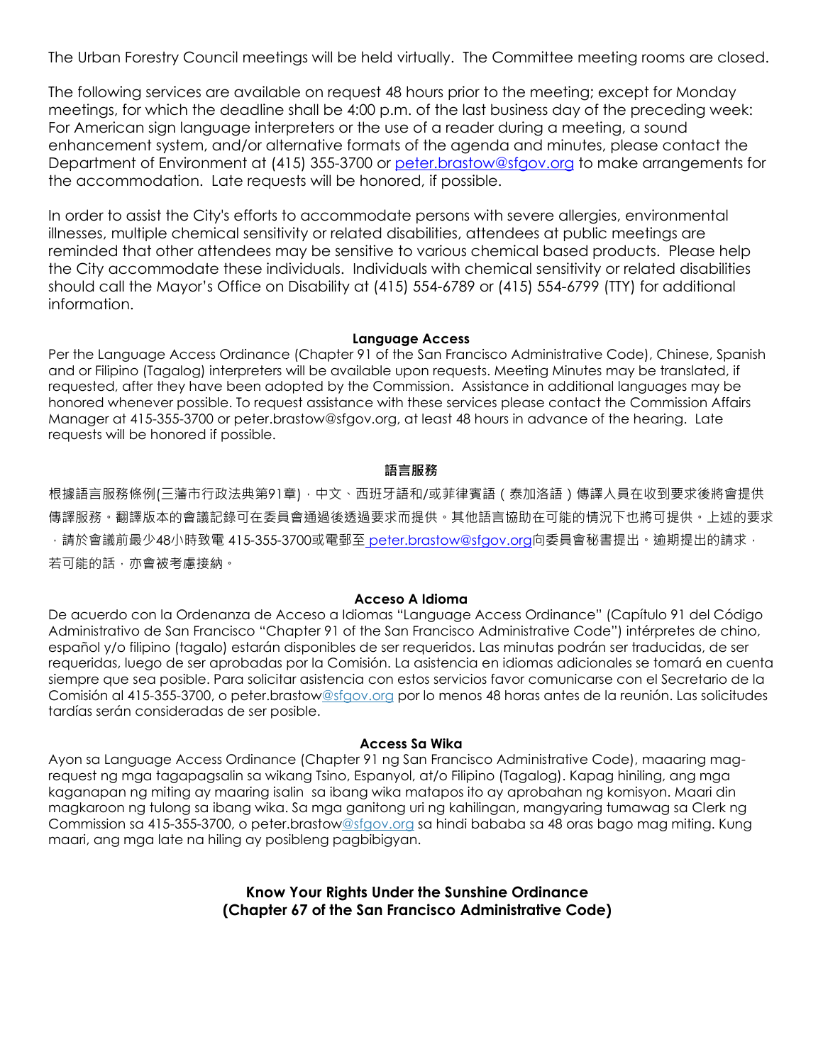The Urban Forestry Council meetings will be held virtually. The Committee meeting rooms are closed.

The following services are available on request 48 hours prior to the meeting; except for Monday meetings, for which the deadline shall be 4:00 p.m. of the last business day of the preceding week: For American sign language interpreters or the use of a reader during a meeting, a sound enhancement system, and/or alternative formats of the agenda and minutes, please contact the Department of Environment at (415) 355-3700 or peter.brastow@sfgov.org to make arrangements for the accommodation. Late requests will be honored, if possible.

In order to assist the City's efforts to accommodate persons with severe allergies, environmental illnesses, multiple chemical sensitivity or related disabilities, attendees at public meetings are reminded that other attendees may be sensitive to various chemical based products. Please help the City accommodate these individuals. Individuals with chemical sensitivity or related disabilities should call the Mayor's Office on Disability at (415) 554-6789 or (415) 554-6799 (TTY) for additional information.

**Language Access**

Per the Language Access Ordinance (Chapter 91 of the San Francisco Administrative Code), Chinese, Spanish and or Filipino (Tagalog) interpreters will be available upon requests. Meeting Minutes may be translated, if requested, after they have been adopted by the Commission. Assistance in additional languages may be honored whenever possible. To request assistance with these services please contact the Commission Affairs Manager at 415-355-3700 or peter.brastow@sfgov.org, at least 48 hours in advance of the hearing. Late requests will be honored if possible.

**語言服務**

根據語言服務條例(三藩市行政法典第91章)，中文、西班牙語和/或菲律賓語（泰加洛語）傳譯人員在收到要求後將會提供傳譯服務。翻譯版本的會議記錄可在委員會通過後透過要求而提供。其他語言協助在可能的情況下也將可提供。上述的要求，請於會議前最少48小時致電 415-355-3700或電郵至 peter.brastow@sfgov.org向委員會秘書提出。逾期提出的請求，若可能的話，亦會被考慮接納。

**Acceso A Idioma**

De acuerdo con la Ordenanza de Acceso a Idiomas "Language Access Ordinance" (Capítulo 91 del Código Administrativo de San Francisco "Chapter 91 of the San Francisco Administrative Code") intérpretes de chino, español y/o filipino (tagalo) estarán disponibles de ser requeridos. Las minutas podrán ser traducidas, de ser requeridas, luego de ser aprobadas por la Comisión. La asistencia en idiomas adicionales se tomará en cuenta siempre que sea posible. Para solicitar asistencia con estos servicios favor comunicarse con el Secretario de la Comisión al 415-355-3700, o peter.brastow@sfgov.org por lo menos 48 horas antes de la reunión. Las solicitudes tardías serán consideradas de ser posible.

**Access Sa Wika**

Ayon sa Language Access Ordinance (Chapter 91 ng San Francisco Administrative Code), maaaring mag-request ng mga tagapagsalin sa wikang Tsino, Espanyol, at/o Filipino (Tagalog). Kapag hiniling, ang mga kaganapan ng miting ay maaring isalin sa ibang wika matapos ito ay aprobahan ng komisyon. Maari din magkaroon ng tulong sa ibang wika. Sa mga ganitong uri ng kahilingan, mangyaring tumawag sa Clerk ng Commission sa 415-355-3700, o peter.brastow@sfgov.org sa hindi bababa sa 48 oras bago mag miting. Kung maari, ang mga late na hiling ay posibleng pagbibigyan.

**Know Your Rights Under the Sunshine Ordinance**
**(Chapter 67 of the San Francisco Administrative Code)**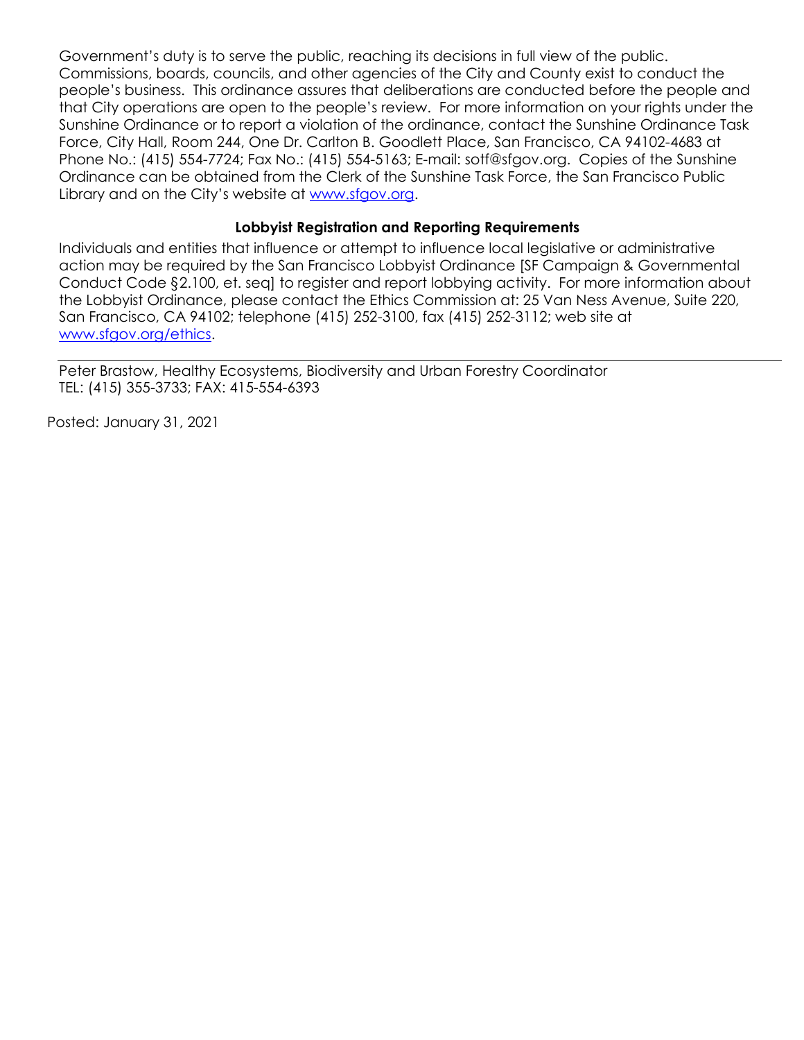Government's duty is to serve the public, reaching its decisions in full view of the public. Commissions, boards, councils, and other agencies of the City and County exist to conduct the people's business. This ordinance assures that deliberations are conducted before the people and that City operations are open to the people's review. For more information on your rights under the Sunshine Ordinance or to report a violation of the ordinance, contact the Sunshine Ordinance Task Force, City Hall, Room 244, One Dr. Carlton B. Goodlett Place, San Francisco, CA 94102-4683 at Phone No.: (415) 554-7724; Fax No.: (415) 554-5163; E-mail: sotf@sfgov.org. Copies of the Sunshine Ordinance can be obtained from the Clerk of the Sunshine Task Force, the San Francisco Public Library and on the City's website at www.sfgov.org.

**Lobbyist Registration and Reporting Requirements**

Individuals and entities that influence or attempt to influence local legislative or administrative action may be required by the San Francisco Lobbyist Ordinance [SF Campaign & Governmental Conduct Code §2.100, et. seq] to register and report lobbying activity. For more information about the Lobbyist Ordinance, please contact the Ethics Commission at: 25 Van Ness Avenue, Suite 220, San Francisco, CA 94102; telephone (415) 252-3100, fax (415) 252-3112; web site at www.sfgov.org/ethics.

---

Peter Brastow, Healthy Ecosystems, Biodiversity and Urban Forestry Coordinator
TEL: (415) 355-3733; FAX: 415-554-6393

Posted: January 31, 2021